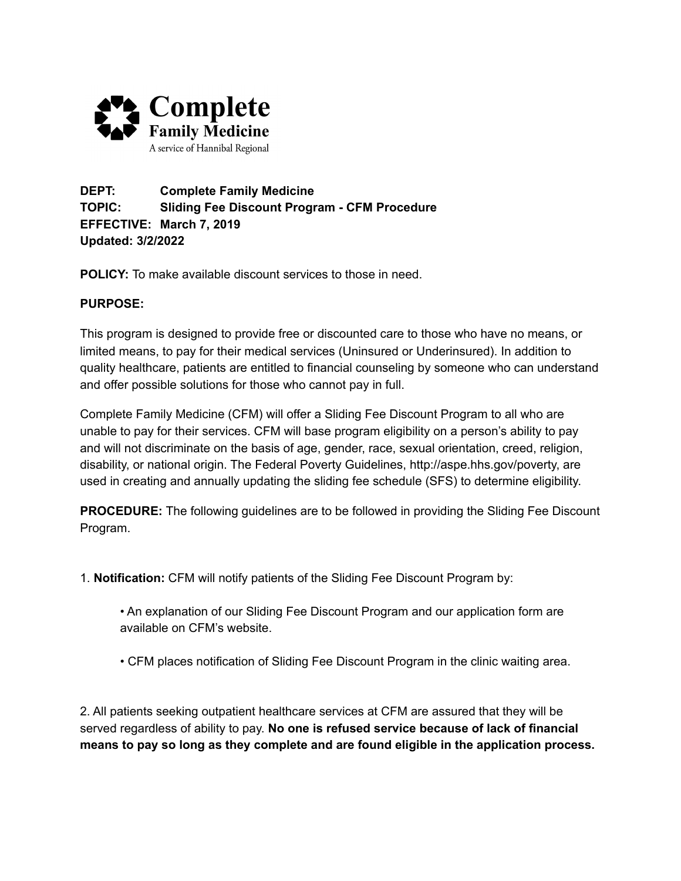**Complete Family Medicine**
A service of Hannibal Regional

**DEPT:** **Complete Family Medicine**
**TOPIC:** **Sliding Fee Discount Program - CFM Procedure**
**EFFECTIVE:** **March 7, 2019**
**Updated: 3/2/2022**

**POLICY:** To make available discount services to those in need.

**PURPOSE:**

This program is designed to provide free or discounted care to those who have no means, or limited means, to pay for their medical services (Uninsured or Underinsured). In addition to quality healthcare, patients are entitled to financial counseling by someone who can understand and offer possible solutions for those who cannot pay in full.

Complete Family Medicine (CFM) will offer a Sliding Fee Discount Program to all who are unable to pay for their services. CFM will base program eligibility on a person's ability to pay and will not discriminate on the basis of age, gender, race, sexual orientation, creed, religion, disability, or national origin. The Federal Poverty Guidelines, http://aspe.hhs.gov/poverty, are used in creating and annually updating the sliding fee schedule (SFS) to determine eligibility.

**PROCEDURE:** The following guidelines are to be followed in providing the Sliding Fee Discount Program.

1. **Notification:** CFM will notify patients of the Sliding Fee Discount Program by:

   • An explanation of our Sliding Fee Discount Program and our application form are available on CFM's website.

   • CFM places notification of Sliding Fee Discount Program in the clinic waiting area.

2. All patients seeking outpatient healthcare services at CFM are assured that they will be served regardless of ability to pay. **No one is refused service because of lack of financial means to pay so long as they complete and are found eligible in the application process.**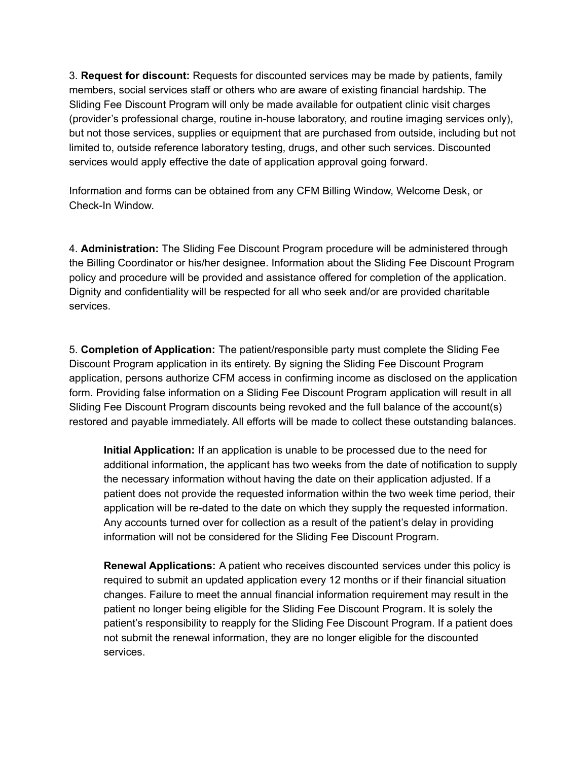3. **Request for discount:** Requests for discounted services may be made by patients, family members, social services staff or others who are aware of existing financial hardship. The Sliding Fee Discount Program will only be made available for outpatient clinic visit charges (provider's professional charge, routine in-house laboratory, and routine imaging services only), but not those services, supplies or equipment that are purchased from outside, including but not limited to, outside reference laboratory testing, drugs, and other such services. Discounted services would apply effective the date of application approval going forward.

Information and forms can be obtained from any CFM Billing Window, Welcome Desk, or Check-In Window.

4. **Administration:** The Sliding Fee Discount Program procedure will be administered through the Billing Coordinator or his/her designee. Information about the Sliding Fee Discount Program policy and procedure will be provided and assistance offered for completion of the application. Dignity and confidentiality will be respected for all who seek and/or are provided charitable services.

5. **Completion of Application:** The patient/responsible party must complete the Sliding Fee Discount Program application in its entirety. By signing the Sliding Fee Discount Program application, persons authorize CFM access in confirming income as disclosed on the application form. Providing false information on a Sliding Fee Discount Program application will result in all Sliding Fee Discount Program discounts being revoked and the full balance of the account(s) restored and payable immediately. All efforts will be made to collect these outstanding balances.

> **Initial Application:** If an application is unable to be processed due to the need for additional information, the applicant has two weeks from the date of notification to supply the necessary information without having the date on their application adjusted. If a patient does not provide the requested information within the two week time period, their application will be re-dated to the date on which they supply the requested information. Any accounts turned over for collection as a result of the patient's delay in providing information will not be considered for the Sliding Fee Discount Program.

> **Renewal Applications:** A patient who receives discounted services under this policy is required to submit an updated application every 12 months or if their financial situation changes. Failure to meet the annual financial information requirement may result in the patient no longer being eligible for the Sliding Fee Discount Program. It is solely the patient's responsibility to reapply for the Sliding Fee Discount Program. If a patient does not submit the renewal information, they are no longer eligible for the discounted services.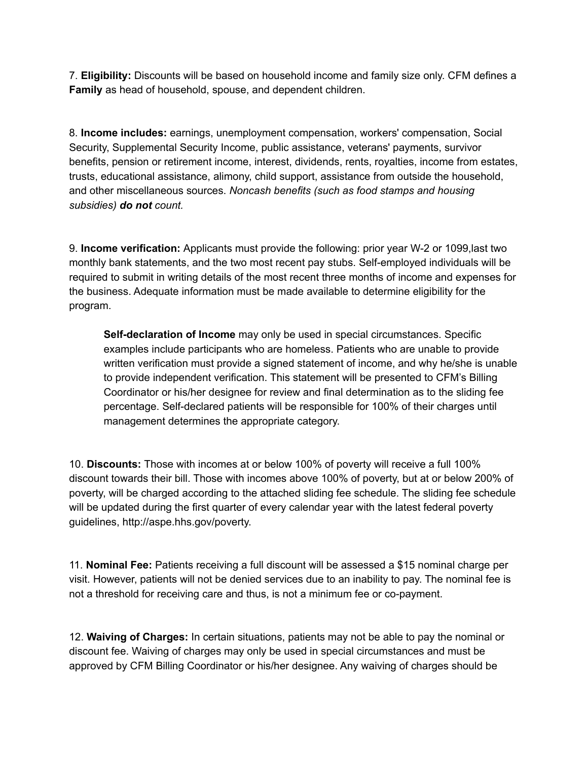7. **Eligibility:** Discounts will be based on household income and family size only. CFM defines a **Family** as head of household, spouse, and dependent children.

8. **Income includes:** earnings, unemployment compensation, workers' compensation, Social Security, Supplemental Security Income, public assistance, veterans' payments, survivor benefits, pension or retirement income, interest, dividends, rents, royalties, income from estates, trusts, educational assistance, alimony, child support, assistance from outside the household, and other miscellaneous sources. *Noncash benefits (such as food stamps and housing subsidies)* ***do not*** *count.*

9. **Income verification:** Applicants must provide the following: prior year W-2 or 1099,last two monthly bank statements, and the two most recent pay stubs. Self-employed individuals will be required to submit in writing details of the most recent three months of income and expenses for the business. Adequate information must be made available to determine eligibility for the program.

> **Self-declaration of Income** may only be used in special circumstances. Specific examples include participants who are homeless. Patients who are unable to provide written verification must provide a signed statement of income, and why he/she is unable to provide independent verification. This statement will be presented to CFM's Billing Coordinator or his/her designee for review and final determination as to the sliding fee percentage. Self-declared patients will be responsible for 100% of their charges until management determines the appropriate category.

10. **Discounts:** Those with incomes at or below 100% of poverty will receive a full 100% discount towards their bill. Those with incomes above 100% of poverty, but at or below 200% of poverty, will be charged according to the attached sliding fee schedule. The sliding fee schedule will be updated during the first quarter of every calendar year with the latest federal poverty guidelines, http://aspe.hhs.gov/poverty.

11. **Nominal Fee:** Patients receiving a full discount will be assessed a $15 nominal charge per visit. However, patients will not be denied services due to an inability to pay. The nominal fee is not a threshold for receiving care and thus, is not a minimum fee or co-payment.

12. **Waiving of Charges:** In certain situations, patients may not be able to pay the nominal or discount fee. Waiving of charges may only be used in special circumstances and must be approved by CFM Billing Coordinator or his/her designee. Any waiving of charges should be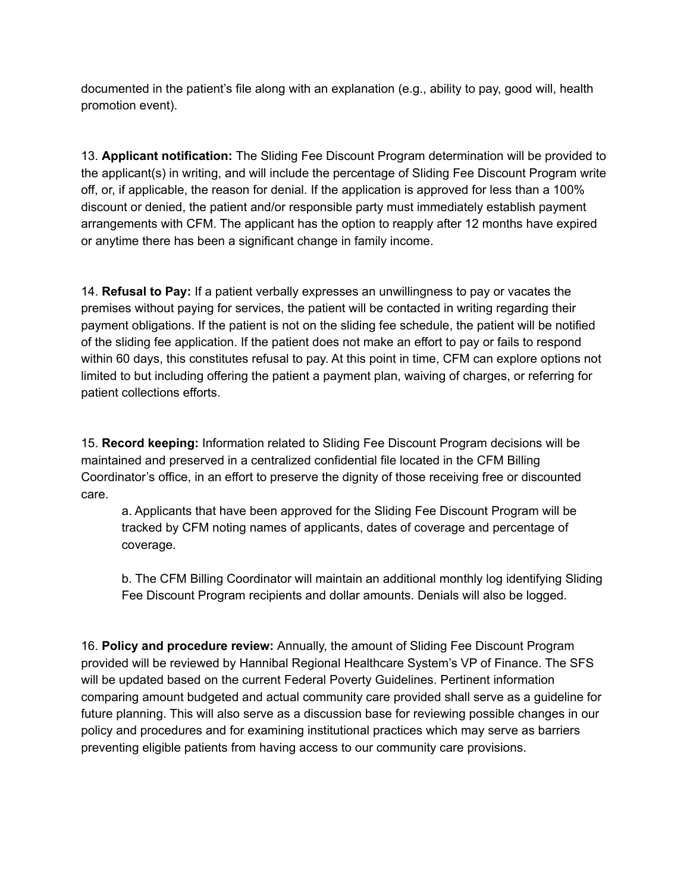documented in the patient's file along with an explanation (e.g., ability to pay, good will, health promotion event).

13. **Applicant notification:** The Sliding Fee Discount Program determination will be provided to the applicant(s) in writing, and will include the percentage of Sliding Fee Discount Program write off, or, if applicable, the reason for denial. If the application is approved for less than a 100% discount or denied, the patient and/or responsible party must immediately establish payment arrangements with CFM. The applicant has the option to reapply after 12 months have expired or anytime there has been a significant change in family income.

14. **Refusal to Pay:** If a patient verbally expresses an unwillingness to pay or vacates the premises without paying for services, the patient will be contacted in writing regarding their payment obligations. If the patient is not on the sliding fee schedule, the patient will be notified of the sliding fee application. If the patient does not make an effort to pay or fails to respond within 60 days, this constitutes refusal to pay. At this point in time, CFM can explore options not limited to but including offering the patient a payment plan, waiving of charges, or referring for patient collections efforts.

15. **Record keeping:** Information related to Sliding Fee Discount Program decisions will be maintained and preserved in a centralized confidential file located in the CFM Billing Coordinator's office, in an effort to preserve the dignity of those receiving free or discounted care.

  a. Applicants that have been approved for the Sliding Fee Discount Program will be tracked by CFM noting names of applicants, dates of coverage and percentage of coverage.

  b. The CFM Billing Coordinator will maintain an additional monthly log identifying Sliding Fee Discount Program recipients and dollar amounts. Denials will also be logged.

16. **Policy and procedure review:** Annually, the amount of Sliding Fee Discount Program provided will be reviewed by Hannibal Regional Healthcare System's VP of Finance. The SFS will be updated based on the current Federal Poverty Guidelines. Pertinent information comparing amount budgeted and actual community care provided shall serve as a guideline for future planning. This will also serve as a discussion base for reviewing possible changes in our policy and procedures and for examining institutional practices which may serve as barriers preventing eligible patients from having access to our community care provisions.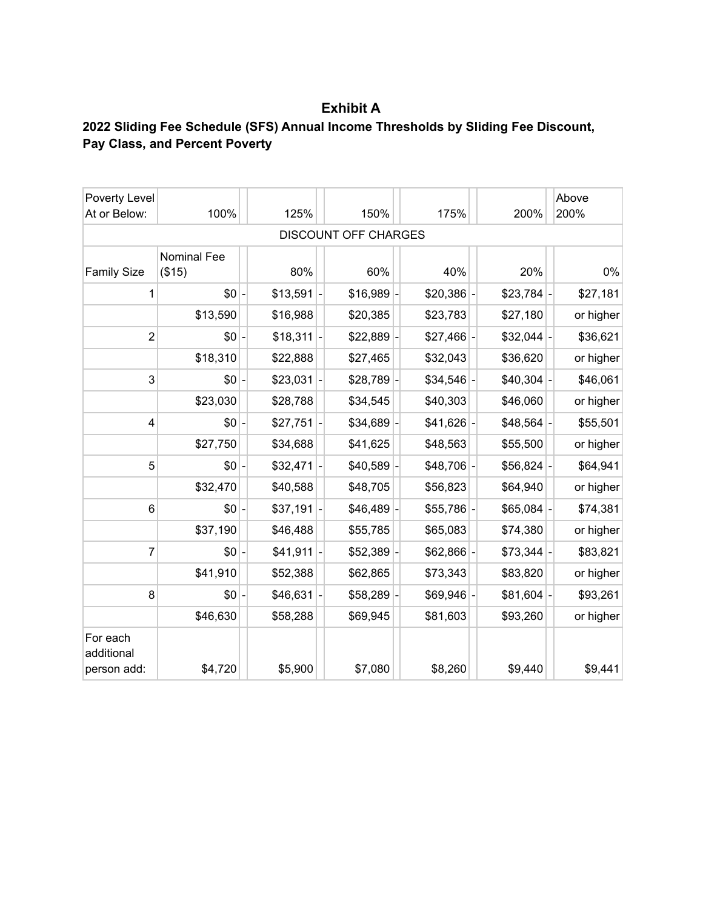# Exhibit A

## 2022 Sliding Fee Schedule (SFS) Annual Income Thresholds by Sliding Fee Discount, Pay Class, and Percent Poverty

| Poverty Level At or Below: | 100% | 125% | 150% | 175% | 200% | Above 200% |
|---|---|---|---|---|---|---|
| DISCOUNT OFF CHARGES | | | | | | |
| Family Size | Nominal Fee ($15) | 80% | 60% | 40% | 20% | 0% |
| 1 | $0 - $13,590 | $13,591 - $16,988 | $16,989 - $20,385 | $20,386 - $23,783 | $23,784 - $27,180 | $27,181 or higher |
| 2 | $0 - $18,310 | $18,311 - $22,888 | $22,889 - $27,465 | $27,466 - $32,043 | $32,044 - $36,620 | $36,621 or higher |
| 3 | $0 - $23,030 | $23,031 - $28,788 | $28,789 - $34,545 | $34,546 - $40,303 | $40,304 - $46,060 | $46,061 or higher |
| 4 | $0 - $27,750 | $27,751 - $34,688 | $34,689 - $41,625 | $41,626 - $48,563 | $48,564 - $55,500 | $55,501 or higher |
| 5 | $0 - $32,470 | $32,471 - $40,588 | $40,589 - $48,705 | $48,706 - $56,823 | $56,824 - $64,940 | $64,941 or higher |
| 6 | $0 - $37,190 | $37,191 - $46,488 | $46,489 - $55,785 | $55,786 - $65,083 | $65,084 - $74,380 | $74,381 or higher |
| 7 | $0 - $41,910 | $41,911 - $52,388 | $52,389 - $62,865 | $62,866 - $73,343 | $73,344 - $83,820 | $83,821 or higher |
| 8 | $0 - $46,630 | $46,631 - $58,288 | $58,289 - $69,945 | $69,946 - $81,603 | $81,604 - $93,260 | $93,261 or higher |
| For each additional person add: | $4,720 | $5,900 | $7,080 | $8,260 | $9,440 | $9,441 |